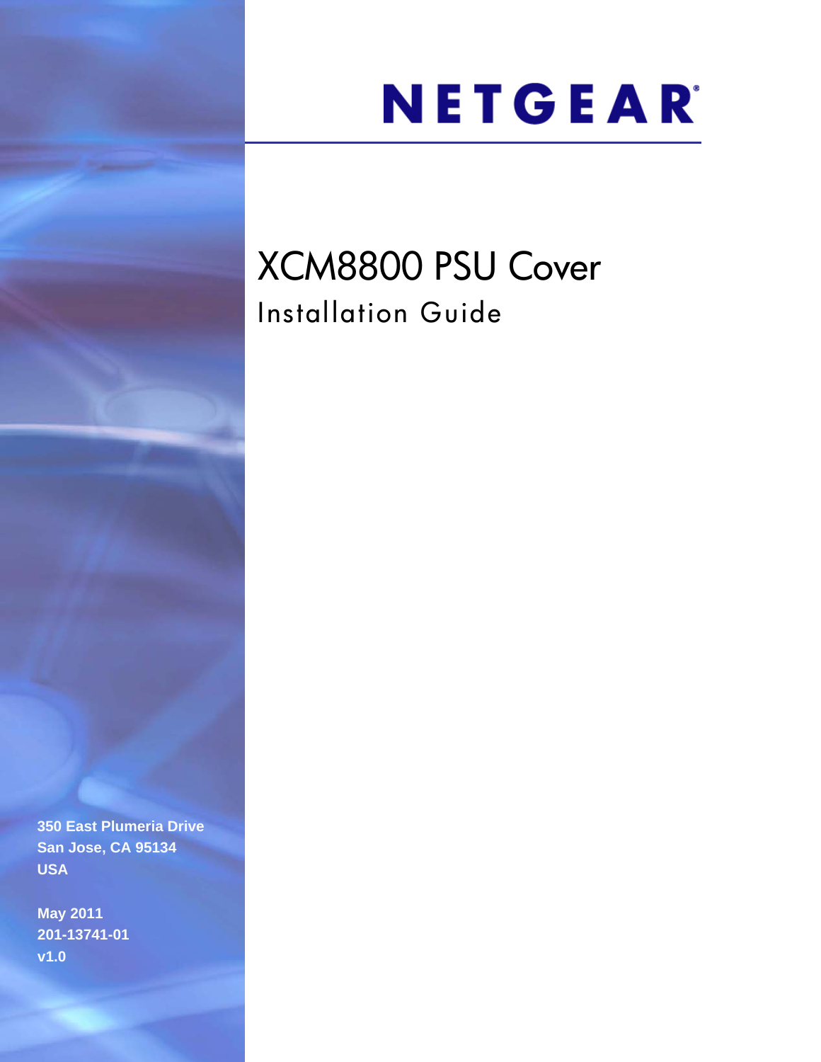NETGEAR

# XCM8800 PSU Cover

## Installation Guide

350 East Plumeria Drive
San Jose, CA 95134
USA

May 2011
201-13741-01
v1.0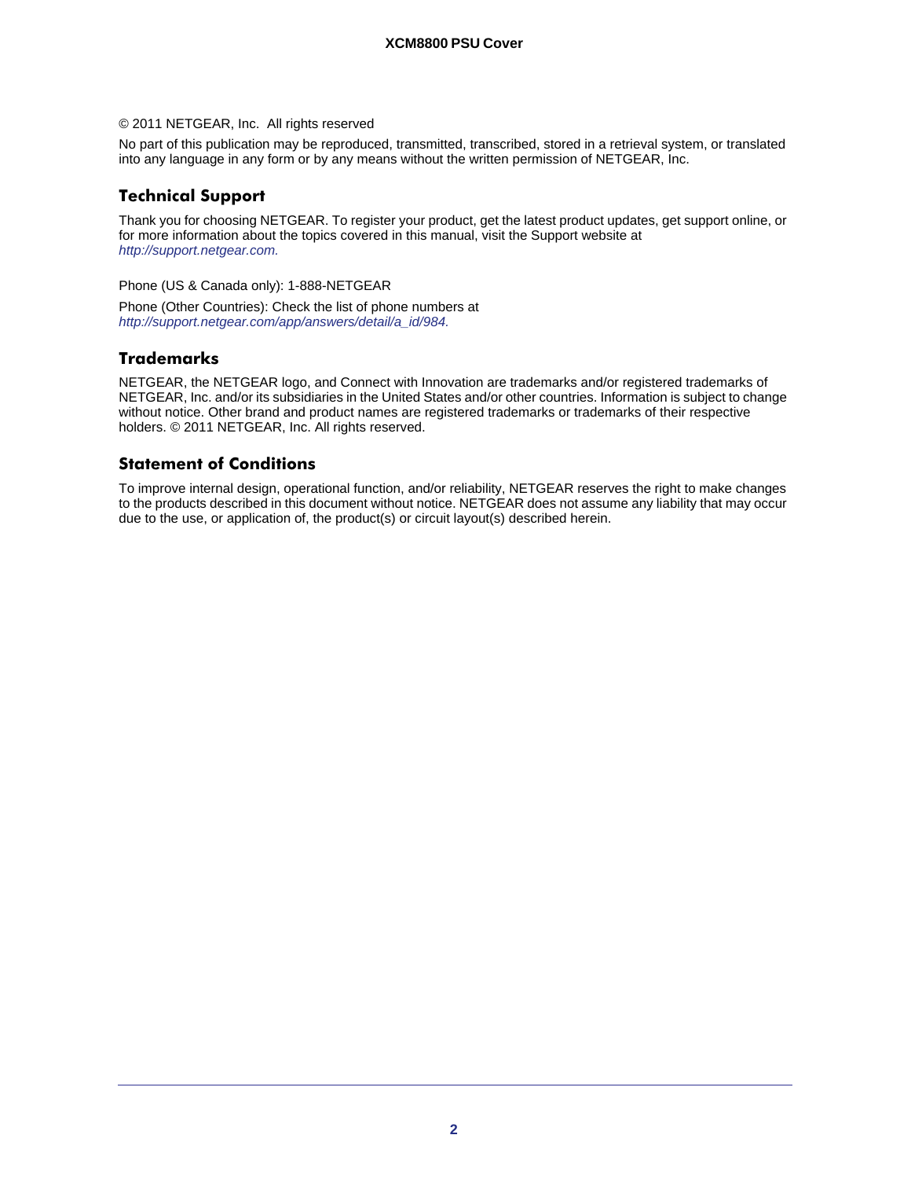© 2011 NETGEAR, Inc.  All rights reserved

No part of this publication may be reproduced, transmitted, transcribed, stored in a retrieval system, or translated into any language in any form or by any means without the written permission of NETGEAR, Inc.

## Technical Support

Thank you for choosing NETGEAR. To register your product, get the latest product updates, get support online, or for more information about the topics covered in this manual, visit the Support website at *http://support.netgear.com.*

Phone (US & Canada only): 1-888-NETGEAR

Phone (Other Countries): Check the list of phone numbers at *http://support.netgear.com/app/answers/detail/a_id/984.*

## Trademarks

NETGEAR, the NETGEAR logo, and Connect with Innovation are trademarks and/or registered trademarks of NETGEAR, Inc. and/or its subsidiaries in the United States and/or other countries. Information is subject to change without notice. Other brand and product names are registered trademarks or trademarks of their respective holders. © 2011 NETGEAR, Inc. All rights reserved.

## Statement of Conditions

To improve internal design, operational function, and/or reliability, NETGEAR reserves the right to make changes to the products described in this document without notice. NETGEAR does not assume any liability that may occur due to the use, or application of, the product(s) or circuit layout(s) described herein.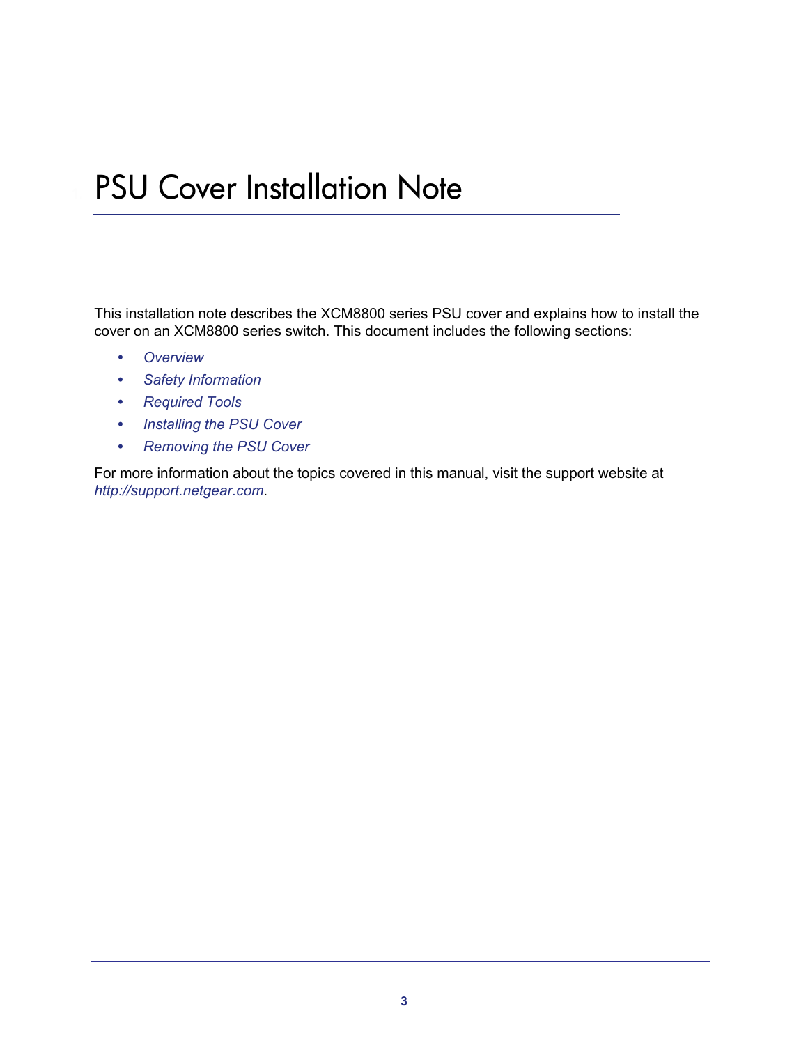# PSU Cover Installation Note

This installation note describes the XCM8800 series PSU cover and explains how to install the cover on an XCM8800 series switch. This document includes the following sections:

- *Overview*
- *Safety Information*
- *Required Tools*
- *Installing the PSU Cover*
- *Removing the PSU Cover*

For more information about the topics covered in this manual, visit the support website at *http://support.netgear.com*.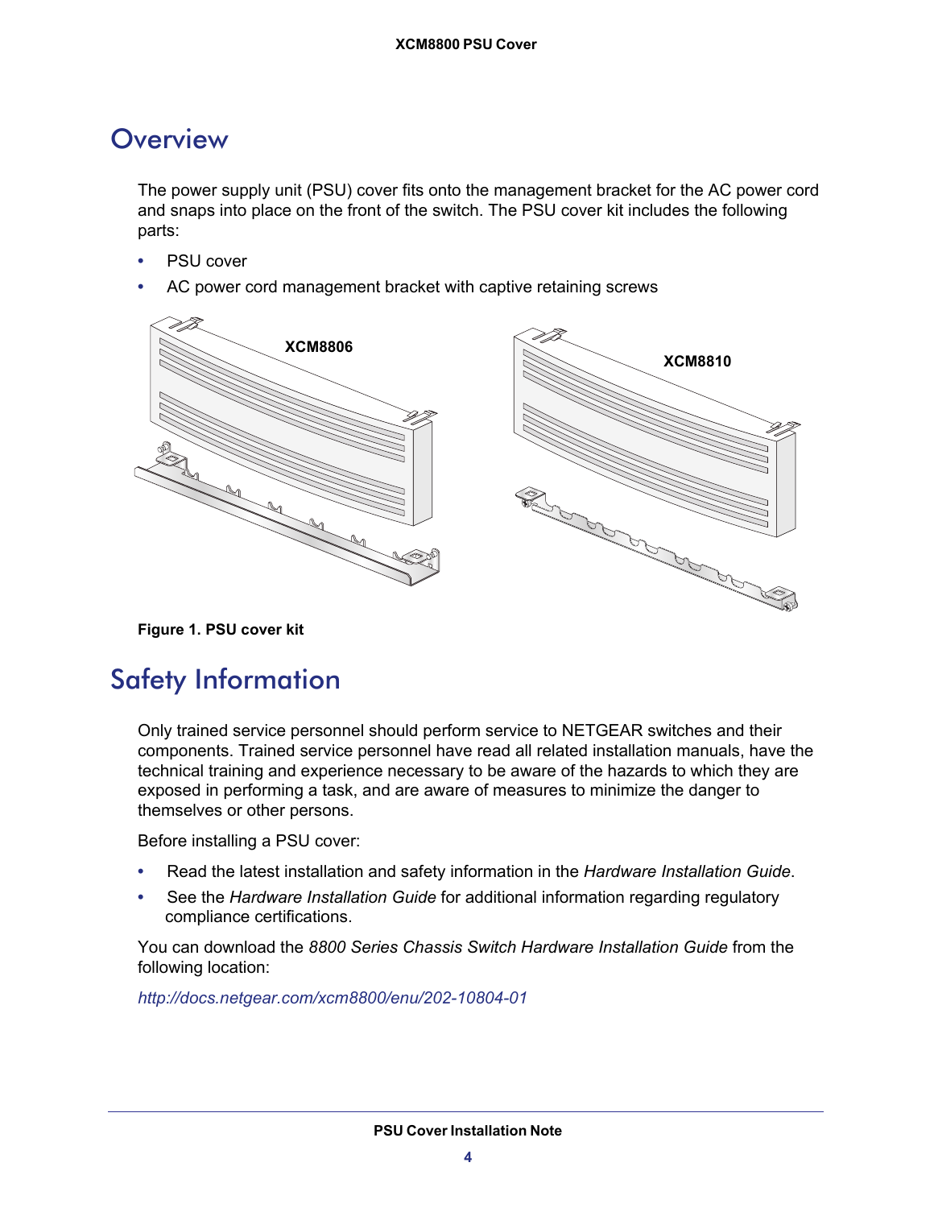# Overview

The power supply unit (PSU) cover fits onto the management bracket for the AC power cord and snaps into place on the front of the switch. The PSU cover kit includes the following parts:

- PSU cover
- AC power cord management bracket with captive retaining screws

XCM8806

XCM8810

**Figure 1. PSU cover kit**

# Safety Information

Only trained service personnel should perform service to NETGEAR switches and their components. Trained service personnel have read all related installation manuals, have the technical training and experience necessary to be aware of the hazards to which they are exposed in performing a task, and are aware of measures to minimize the danger to themselves or other persons.

Before installing a PSU cover:

- Read the latest installation and safety information in the *Hardware Installation Guide*.
- See the *Hardware Installation Guide* for additional information regarding regulatory compliance certifications.

You can download the *8800 Series Chassis Switch Hardware Installation Guide* from the following location:

*http://docs.netgear.com/xcm8800/enu/202-10804-01*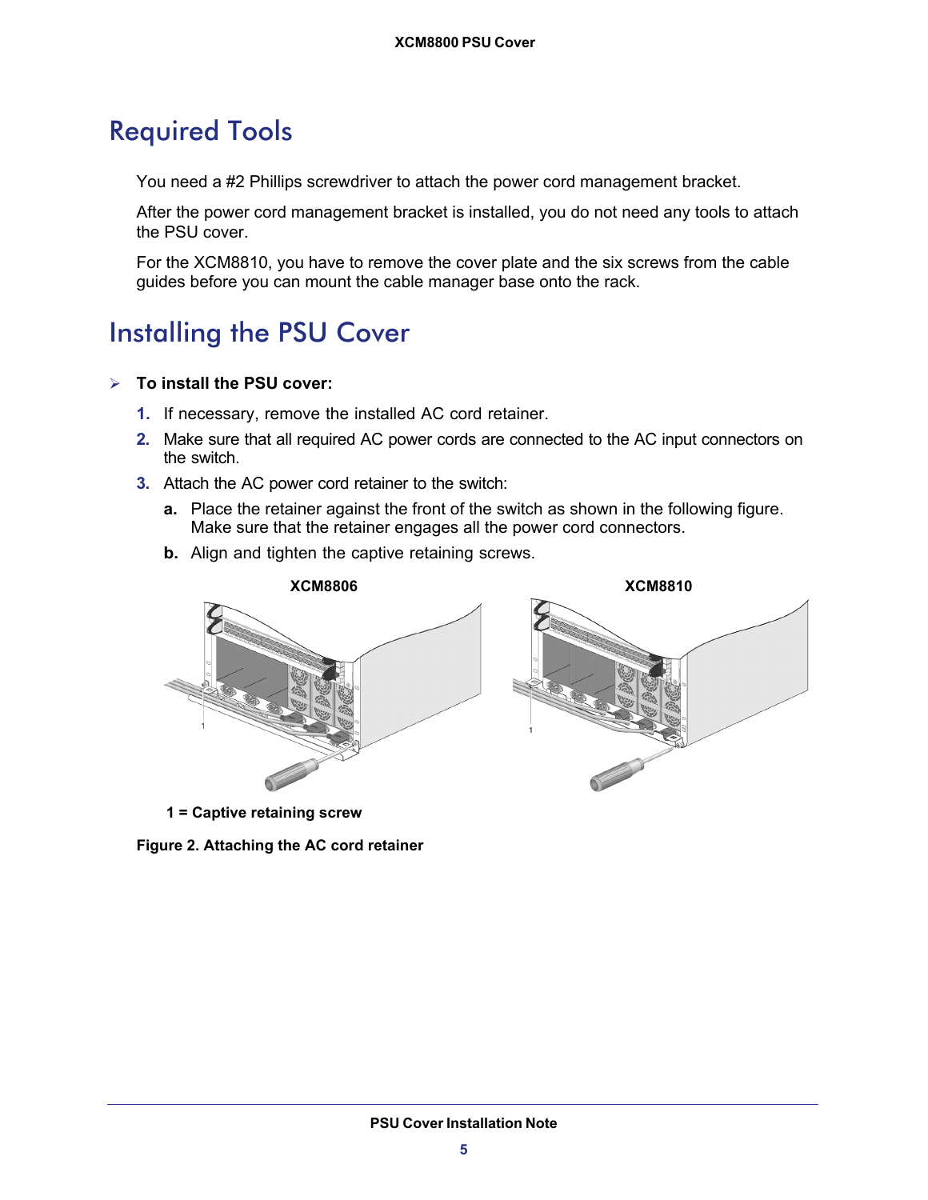## Required Tools

You need a #2 Phillips screwdriver to attach the power cord management bracket.

After the power cord management bracket is installed, you do not need any tools to attach the PSU cover.

For the XCM8810, you have to remove the cover plate and the six screws from the cable guides before you can mount the cable manager base onto the rack.

## Installing the PSU Cover

➢ **To install the PSU cover:**

1. If necessary, remove the installed AC cord retainer.
2. Make sure that all required AC power cords are connected to the AC input connectors on the switch.
3. Attach the AC power cord retainer to the switch:
   - **a.** Place the retainer against the front of the switch as shown in the following figure. Make sure that the retainer engages all the power cord connectors.
   - **b.** Align and tighten the captive retaining screws.

**XCM8806** **XCM8810**

**1 = Captive retaining screw**

**Figure 2. Attaching the AC cord retainer**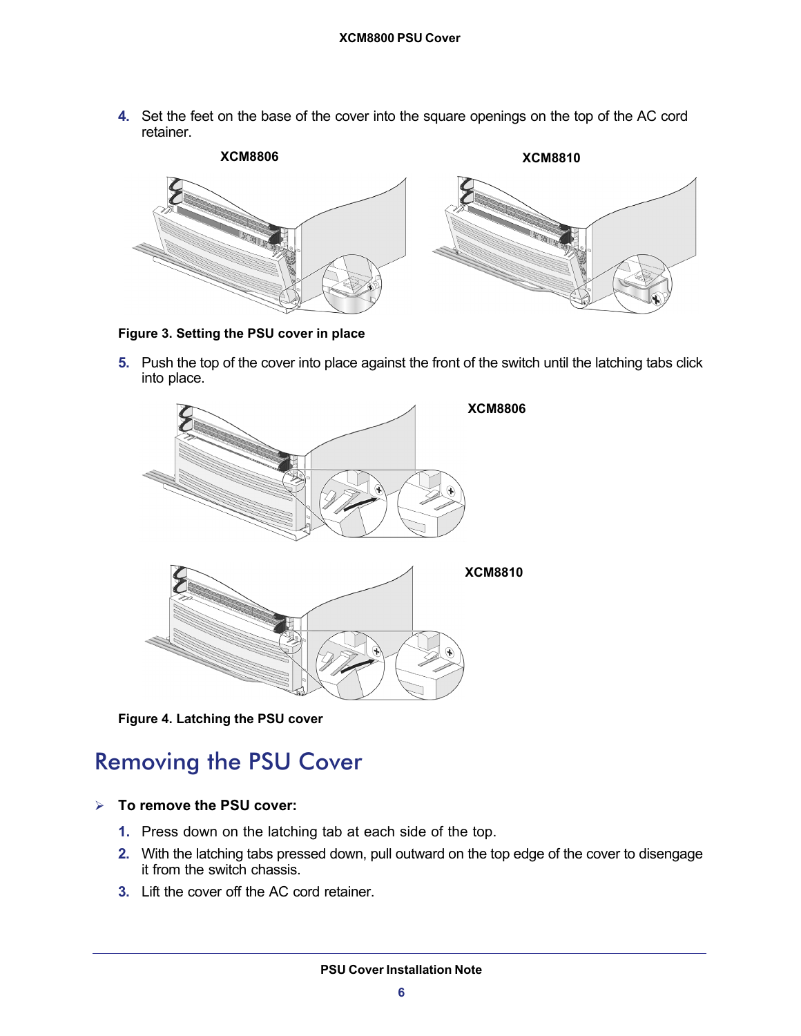4. Set the feet on the base of the cover into the square openings on the top of the AC cord retainer.

XCM8806

XCM8810

**Figure 3. Setting the PSU cover in place**

5. Push the top of the cover into place against the front of the switch until the latching tabs click into place.

XCM8806

XCM8810

**Figure 4. Latching the PSU cover**

## Removing the PSU Cover

➢ **To remove the PSU cover:**

1. Press down on the latching tab at each side of the top.
2. With the latching tabs pressed down, pull outward on the top edge of the cover to disengage it from the switch chassis.
3. Lift the cover off the AC cord retainer.